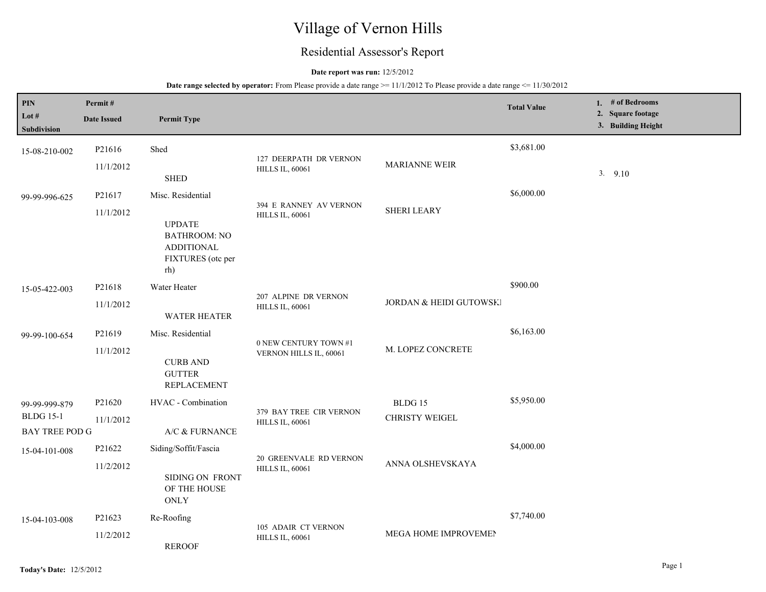# Village of Vernon Hills

## Residential Assessor's Report

**Date report was run:** 12/5/2012

**Date range selected by operator:** From Please provide a date range >= 11/1/2012 To Please provide a date range <= 11/30/2012

| PIN / Lot # / Subdivision | Permit # / Date Issued | Permit Type | Address | Name | Total Value | 1. # of Bedrooms 2. Square footage 3. Building Height |
|---|---|---|---|---|---|---|
| 15-08-210-002 | P21616 11/1/2012 | Shed SHED | 127 DEERPATH DR VERNON HILLS IL, 60061 | MARIANNE WEIR | $3,681.00 | 3. 9.10 |
| 99-99-996-625 | P21617 11/1/2012 | Misc. Residential UPDATE BATHROOM: NO ADDITIONAL FIXTURES (otc per rh) | 394 E RANNEY AV VERNON HILLS IL, 60061 | SHERI LEARY | $6,000.00 | |
| 15-05-422-003 | P21618 11/1/2012 | Water Heater WATER HEATER | 207 ALPINE DR VERNON HILLS IL, 60061 | JORDAN & HEIDI GUTOWSKI | $900.00 | |
| 99-99-100-654 | P21619 11/1/2012 | Misc. Residential CURB AND GUTTER REPLACEMENT | 0 NEW CENTURY TOWN #1 VERNON HILLS IL, 60061 | M. LOPEZ CONCRETE | $6,163.00 | |
| 99-99-999-879 BLDG 15-1 BAY TREE POD G | P21620 11/1/2012 | HVAC - Combination A/C & FURNANCE | 379 BAY TREE CIR VERNON HILLS IL, 60061 | BLDG 15 CHRISTY WEIGEL | $5,950.00 | |
| 15-04-101-008 | P21622 11/2/2012 | Siding/Soffit/Fascia SIDING ON FRONT OF THE HOUSE ONLY | 20 GREENVALE RD VERNON HILLS IL, 60061 | ANNA OLSHEVSKAYA | $4,000.00 | |
| 15-04-103-008 | P21623 11/2/2012 | Re-Roofing REROOF | 105 ADAIR CT VERNON HILLS IL, 60061 | MEGA HOME IMPROVEMEN | $7,740.00 | |

**Today's Date:** 12/5/2012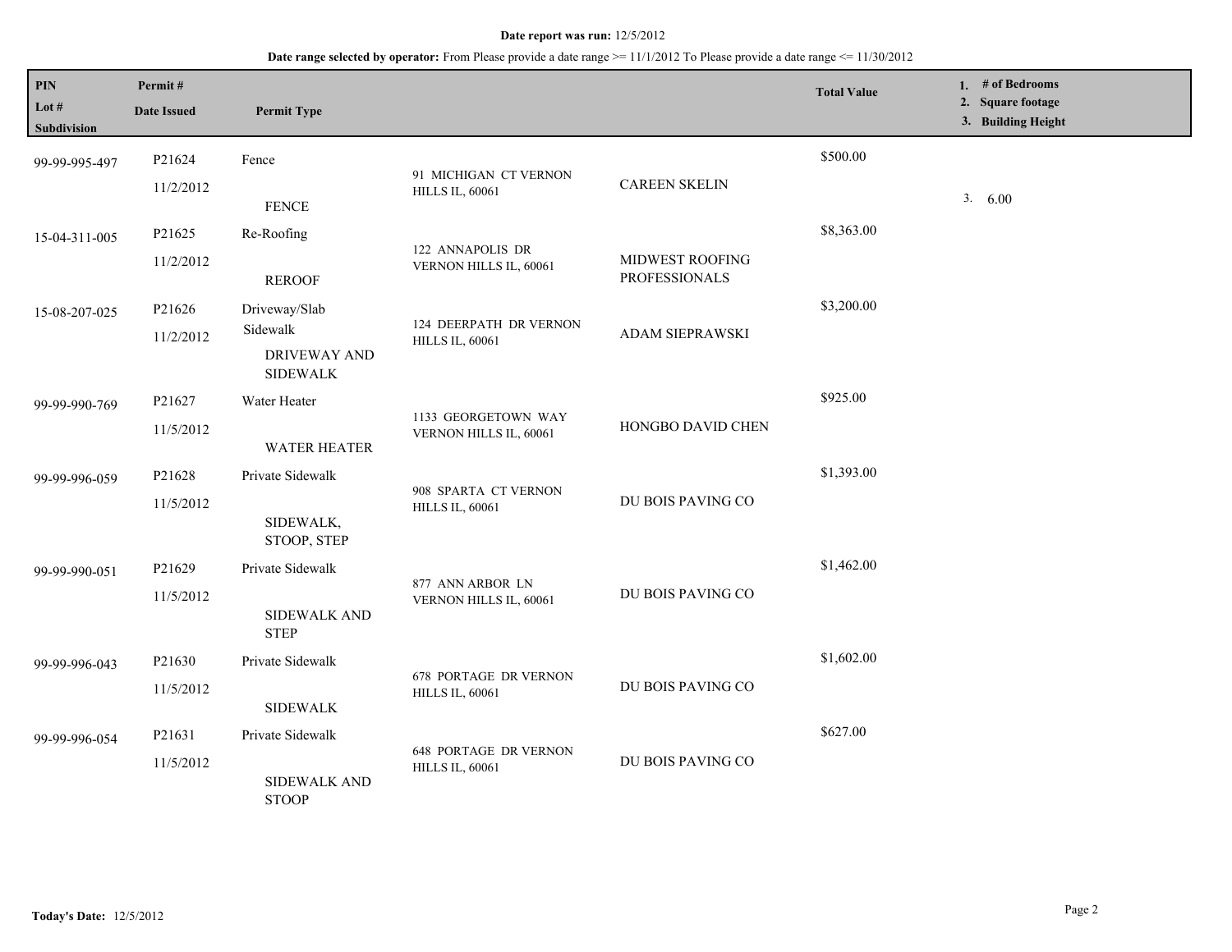**Date report was run:** 12/5/2012

**Date range selected by operator:** From Please provide a date range >= 11/1/2012 To Please provide a date range <= 11/30/2012

| PIN<br>Lot #<br>Subdivision | Permit #<br>Date Issued | Permit Type | | | Total Value | 1. # of Bedrooms<br>2. Square footage<br>3. Building Height |
|---|---|---|---|---|---|---|
| 99-99-995-497 | P21624<br>11/2/2012 | Fence<br>FENCE | 91 MICHIGAN CT VERNON HILLS IL, 60061 | CAREEN SKELIN | $500.00 | 3. 6.00 |
| 15-04-311-005 | P21625<br>11/2/2012 | Re-Roofing<br>REROOF | 122 ANNAPOLIS DR VERNON HILLS IL, 60061 | MIDWEST ROOFING PROFESSIONALS | $8,363.00 | |
| 15-08-207-025 | P21626<br>11/2/2012 | Driveway/Slab Sidewalk<br>DRIVEWAY AND SIDEWALK | 124 DEERPATH DR VERNON HILLS IL, 60061 | ADAM SIEPRAWSKI | $3,200.00 | |
| 99-99-990-769 | P21627<br>11/5/2012 | Water Heater<br>WATER HEATER | 1133 GEORGETOWN WAY VERNON HILLS IL, 60061 | HONGBO DAVID CHEN | $925.00 | |
| 99-99-996-059 | P21628<br>11/5/2012 | Private Sidewalk<br>SIDEWALK, STOOP, STEP | 908 SPARTA CT VERNON HILLS IL, 60061 | DU BOIS PAVING CO | $1,393.00 | |
| 99-99-990-051 | P21629<br>11/5/2012 | Private Sidewalk<br>SIDEWALK AND STEP | 877 ANN ARBOR LN VERNON HILLS IL, 60061 | DU BOIS PAVING CO | $1,462.00 | |
| 99-99-996-043 | P21630<br>11/5/2012 | Private Sidewalk<br>SIDEWALK | 678 PORTAGE DR VERNON HILLS IL, 60061 | DU BOIS PAVING CO | $1,602.00 | |
| 99-99-996-054 | P21631<br>11/5/2012 | Private Sidewalk<br>SIDEWALK AND STOOP | 648 PORTAGE DR VERNON HILLS IL, 60061 | DU BOIS PAVING CO | $627.00 | |

**Today's Date:** 12/5/2012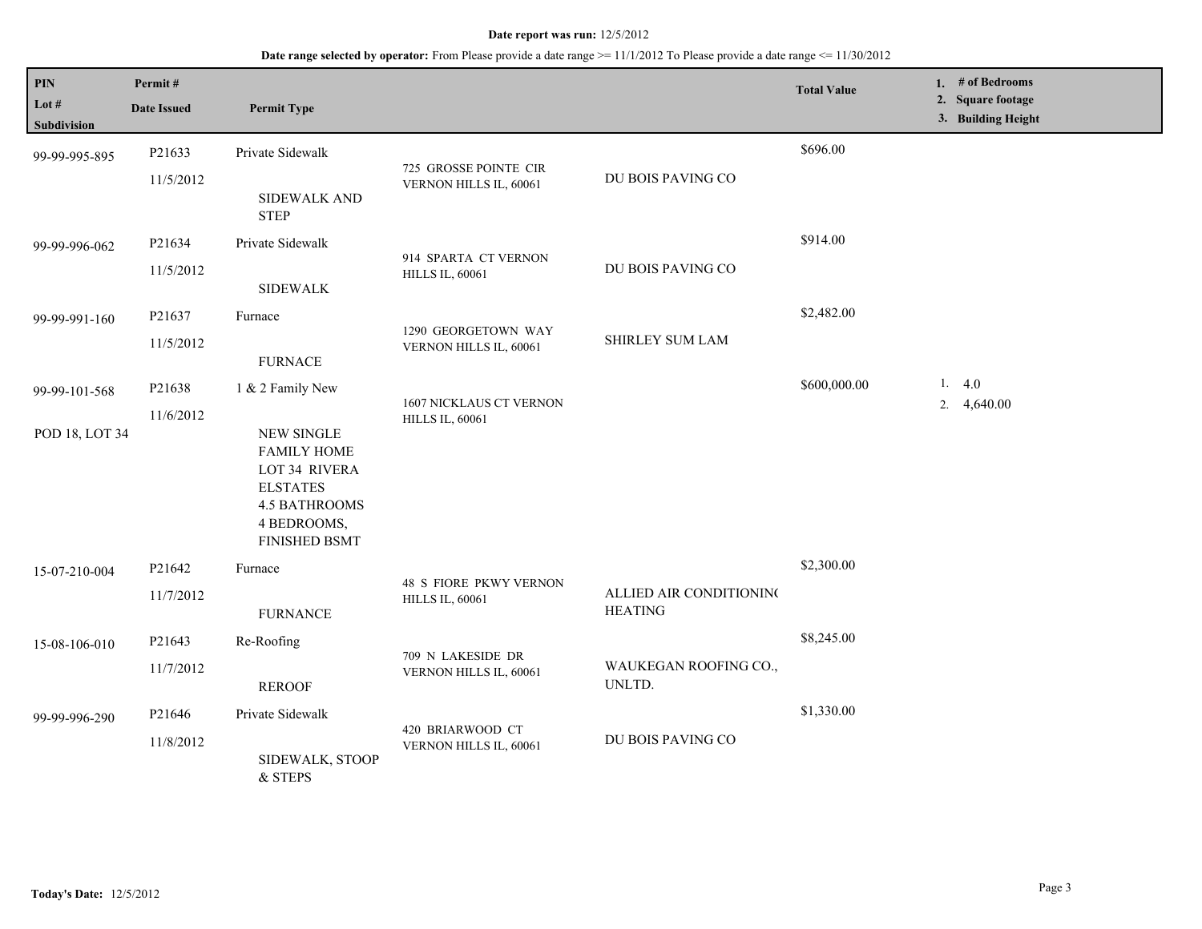**Date report was run:** 12/5/2012

**Date range selected by operator:** From Please provide a date range >= 11/1/2012 To Please provide a date range <= 11/30/2012

| PIN / Lot # / Subdivision | Permit # / Date Issued | Permit Type | | | Total Value | 1. # of Bedrooms 2. Square footage 3. Building Height |
|---|---|---|---|---|---|---|
| 99-99-995-895 | P21633 11/5/2012 | Private Sidewalk SIDEWALK AND STEP | 725 GROSSE POINTE CIR VERNON HILLS IL, 60061 | DU BOIS PAVING CO | $696.00 | |
| 99-99-996-062 | P21634 11/5/2012 | Private Sidewalk SIDEWALK | 914 SPARTA CT VERNON HILLS IL, 60061 | DU BOIS PAVING CO | $914.00 | |
| 99-99-991-160 | P21637 11/5/2012 | Furnace FURNACE | 1290 GEORGETOWN WAY VERNON HILLS IL, 60061 | SHIRLEY SUM LAM | $2,482.00 | |
| 99-99-101-568 POD 18, LOT 34 | P21638 11/6/2012 | 1 & 2 Family New NEW SINGLE FAMILY HOME LOT 34 RIVERA ELSTATES 4.5 BATHROOMS 4 BEDROOMS, FINISHED BSMT | 1607 NICKLAUS CT VERNON HILLS IL, 60061 | | $600,000.00 | 1. 4.0 2. 4,640.00 |
| 15-07-210-004 | P21642 11/7/2012 | Furnace FURNANCE | 48 S FIORE PKWY VERNON HILLS IL, 60061 | ALLIED AIR CONDITIONING HEATING | $2,300.00 | |
| 15-08-106-010 | P21643 11/7/2012 | Re-Roofing REROOF | 709 N LAKESIDE DR VERNON HILLS IL, 60061 | WAUKEGAN ROOFING CO., UNLTD. | $8,245.00 | |
| 99-99-996-290 | P21646 11/8/2012 | Private Sidewalk SIDEWALK, STOOP & STEPS | 420 BRIARWOOD CT VERNON HILLS IL, 60061 | DU BOIS PAVING CO | $1,330.00 | |

**Today's Date:** 12/5/2012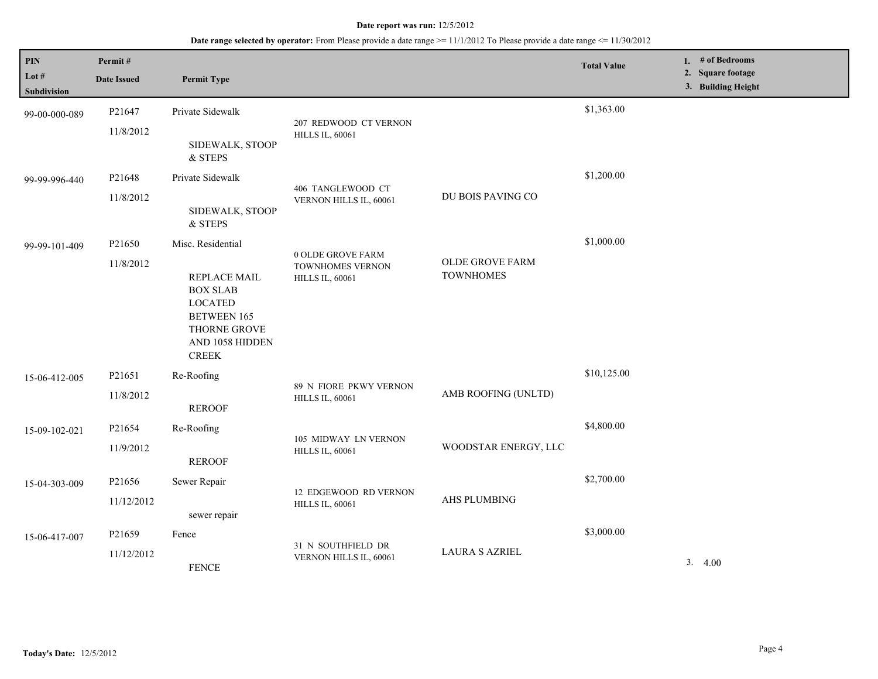**Date report was run:** 12/5/2012

**Date range selected by operator:** From Please provide a date range >= 11/1/2012 To Please provide a date range <= 11/30/2012

| PIN / Lot # / Subdivision | Permit # / Date Issued | Permit Type | | | Total Value | 1. # of Bedrooms 2. Square footage 3. Building Height |
|---|---|---|---|---|---|---|
| 99-00-000-089 | P21647 11/8/2012 | Private Sidewalk SIDEWALK, STOOP & STEPS | 207 REDWOOD CT VERNON HILLS IL, 60061 | | $1,363.00 | |
| 99-99-996-440 | P21648 11/8/2012 | Private Sidewalk SIDEWALK, STOOP & STEPS | 406 TANGLEWOOD CT VERNON HILLS IL, 60061 | DU BOIS PAVING CO | $1,200.00 | |
| 99-99-101-409 | P21650 11/8/2012 | Misc. Residential REPLACE MAIL BOX SLAB LOCATED BETWEEN 165 THORNE GROVE AND 1058 HIDDEN CREEK | 0 OLDE GROVE FARM TOWNHOMES VERNON HILLS IL, 60061 | OLDE GROVE FARM TOWNHOMES | $1,000.00 | |
| 15-06-412-005 | P21651 11/8/2012 | Re-Roofing REROOF | 89 N FIORE PKWY VERNON HILLS IL, 60061 | AMB ROOFING (UNLTD) | $10,125.00 | |
| 15-09-102-021 | P21654 11/9/2012 | Re-Roofing REROOF | 105 MIDWAY LN VERNON HILLS IL, 60061 | WOODSTAR ENERGY, LLC | $4,800.00 | |
| 15-04-303-009 | P21656 11/12/2012 | Sewer Repair sewer repair | 12 EDGEWOOD RD VERNON HILLS IL, 60061 | AHS PLUMBING | $2,700.00 | |
| 15-06-417-007 | P21659 11/12/2012 | Fence FENCE | 31 N SOUTHFIELD DR VERNON HILLS IL, 60061 | LAURA S AZRIEL | $3,000.00 | 3. 4.00 |

**Today's Date:** 12/5/2012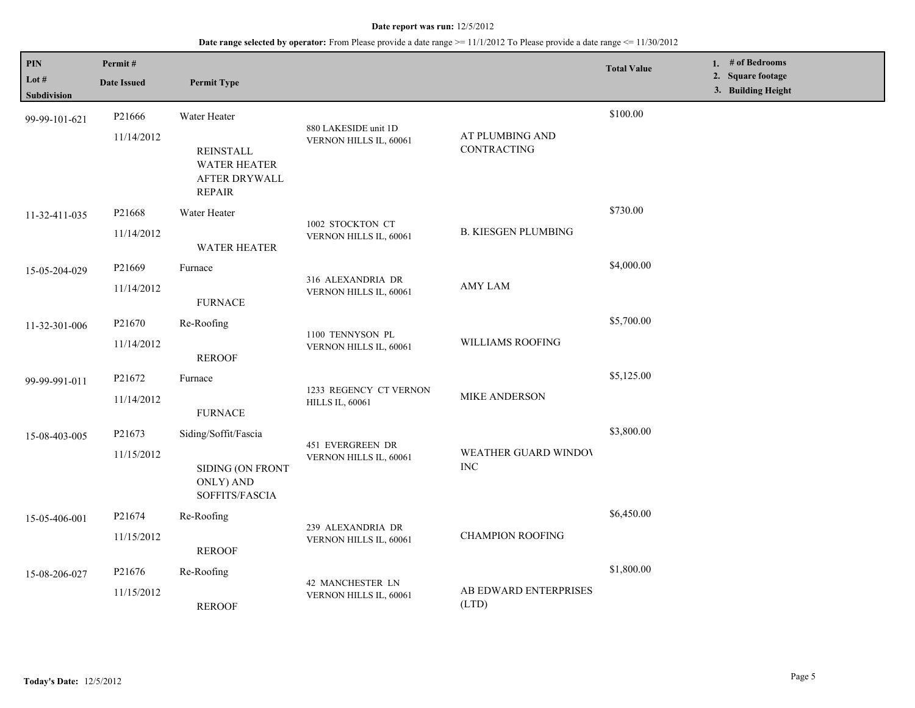**Date report was run:** 12/5/2012

**Date range selected by operator:** From Please provide a date range >= 11/1/2012 To Please provide a date range <= 11/30/2012

| PIN<br>Lot #<br>Subdivision | Permit #<br>Date Issued | Permit Type | | | Total Value | 1. # of Bedrooms<br>2. Square footage<br>3. Building Height |
|---|---|---|---|---|---|---|
| 99-99-101-621 | P21666<br>11/14/2012 | Water Heater<br><br>REINSTALL WATER HEATER AFTER DRYWALL REPAIR | 880 LAKESIDE unit 1D VERNON HILLS IL, 60061 | AT PLUMBING AND CONTRACTING | $100.00 | |
| 11-32-411-035 | P21668<br>11/14/2012 | Water Heater<br><br>WATER HEATER | 1002 STOCKTON CT VERNON HILLS IL, 60061 | B. KIESGEN PLUMBING | $730.00 | |
| 15-05-204-029 | P21669<br>11/14/2012 | Furnace<br><br>FURNACE | 316 ALEXANDRIA DR VERNON HILLS IL, 60061 | AMY LAM | $4,000.00 | |
| 11-32-301-006 | P21670<br>11/14/2012 | Re-Roofing<br><br>REROOF | 1100 TENNYSON PL VERNON HILLS IL, 60061 | WILLIAMS ROOFING | $5,700.00 | |
| 99-99-991-011 | P21672<br>11/14/2012 | Furnace<br><br>FURNACE | 1233 REGENCY CT VERNON HILLS IL, 60061 | MIKE ANDERSON | $5,125.00 | |
| 15-08-403-005 | P21673<br>11/15/2012 | Siding/Soffit/Fascia<br><br>SIDING (ON FRONT ONLY) AND SOFFITS/FASCIA | 451 EVERGREEN DR VERNON HILLS IL, 60061 | WEATHER GUARD WINDOV INC | $3,800.00 | |
| 15-05-406-001 | P21674<br>11/15/2012 | Re-Roofing<br><br>REROOF | 239 ALEXANDRIA DR VERNON HILLS IL, 60061 | CHAMPION ROOFING | $6,450.00 | |
| 15-08-206-027 | P21676<br>11/15/2012 | Re-Roofing<br><br>REROOF | 42 MANCHESTER LN VERNON HILLS IL, 60061 | AB EDWARD ENTERPRISES (LTD) | $1,800.00 | |

**Today's Date:** 12/5/2012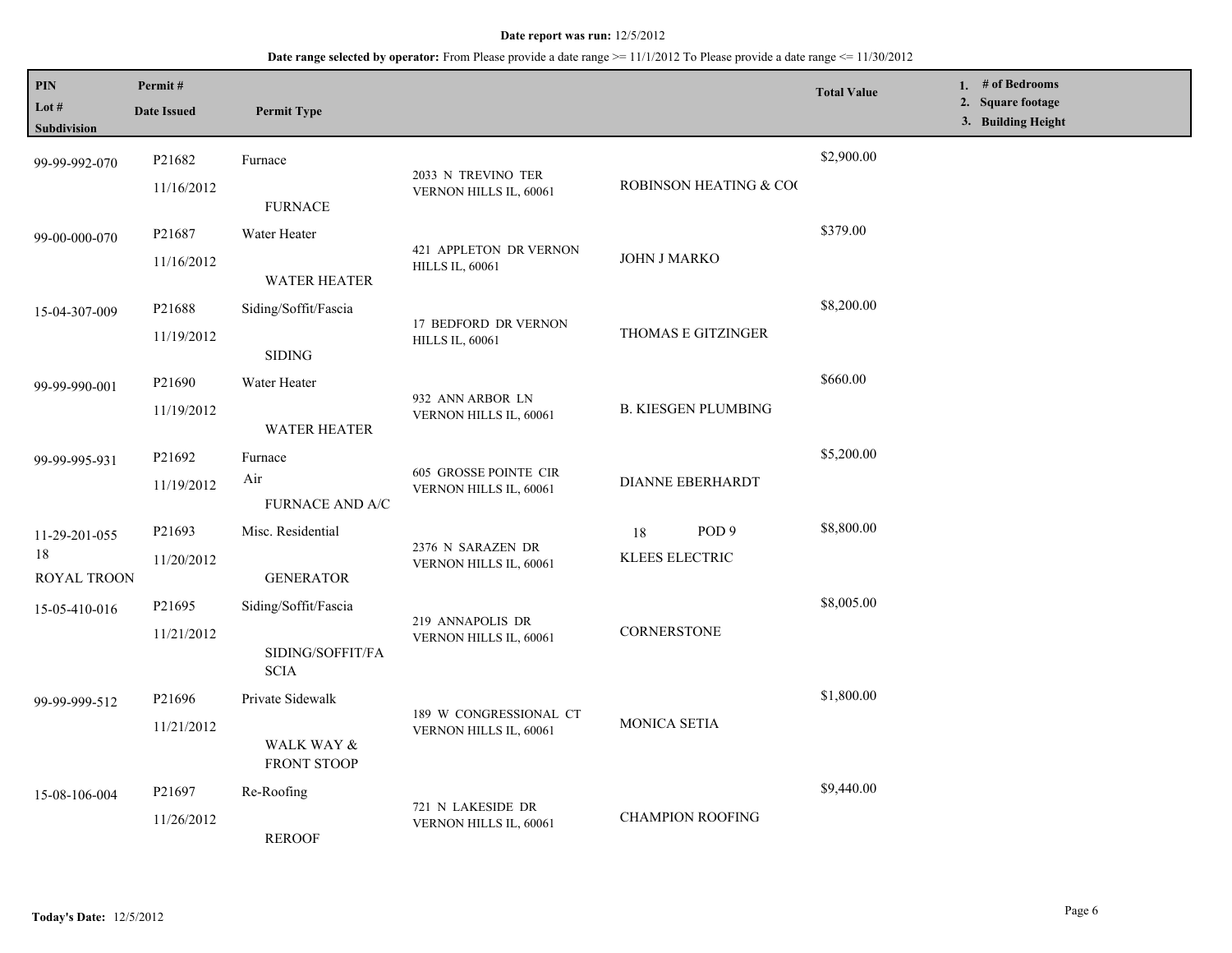**Date report was run:** 12/5/2012

**Date range selected by operator:** From Please provide a date range >= 11/1/2012 To Please provide a date range <= 11/30/2012

| PIN / Lot # / Subdivision | Permit # / Date Issued | Permit Type | Address | Contractor | Total Value | 1. # of Bedrooms 2. Square footage 3. Building Height |
|---|---|---|---|---|---|---|
| 99-99-992-070 | P21682 11/16/2012 | Furnace FURNACE | 2033 N TREVINO TER VERNON HILLS IL, 60061 | ROBINSON HEATING & CO( | $2,900.00 | |
| 99-00-000-070 | P21687 11/16/2012 | Water Heater WATER HEATER | 421 APPLETON DR VERNON HILLS IL, 60061 | JOHN J MARKO | $379.00 | |
| 15-04-307-009 | P21688 11/19/2012 | Siding/Soffit/Fascia SIDING | 17 BEDFORD DR VERNON HILLS IL, 60061 | THOMAS E GITZINGER | $8,200.00 | |
| 99-99-990-001 | P21690 11/19/2012 | Water Heater WATER HEATER | 932 ANN ARBOR LN VERNON HILLS IL, 60061 | B. KIESGEN PLUMBING | $660.00 | |
| 99-99-995-931 | P21692 11/19/2012 | Furnace Air FURNACE AND A/C | 605 GROSSE POINTE CIR VERNON HILLS IL, 60061 | DIANNE EBERHARDT | $5,200.00 | |
| 11-29-201-055 18 ROYAL TROON | P21693 11/20/2012 | Misc. Residential GENERATOR | 2376 N SARAZEN DR VERNON HILLS IL, 60061 | 18 POD 9 KLEES ELECTRIC | $8,800.00 | |
| 15-05-410-016 | P21695 11/21/2012 | Siding/Soffit/Fascia SIDING/SOFFIT/FA SCIA | 219 ANNAPOLIS DR VERNON HILLS IL, 60061 | CORNERSTONE | $8,005.00 | |
| 99-99-999-512 | P21696 11/21/2012 | Private Sidewalk WALK WAY & FRONT STOOP | 189 W CONGRESSIONAL CT VERNON HILLS IL, 60061 | MONICA SETIA | $1,800.00 | |
| 15-08-106-004 | P21697 11/26/2012 | Re-Roofing REROOF | 721 N LAKESIDE DR VERNON HILLS IL, 60061 | CHAMPION ROOFING | $9,440.00 | |

**Today's Date:** 12/5/2012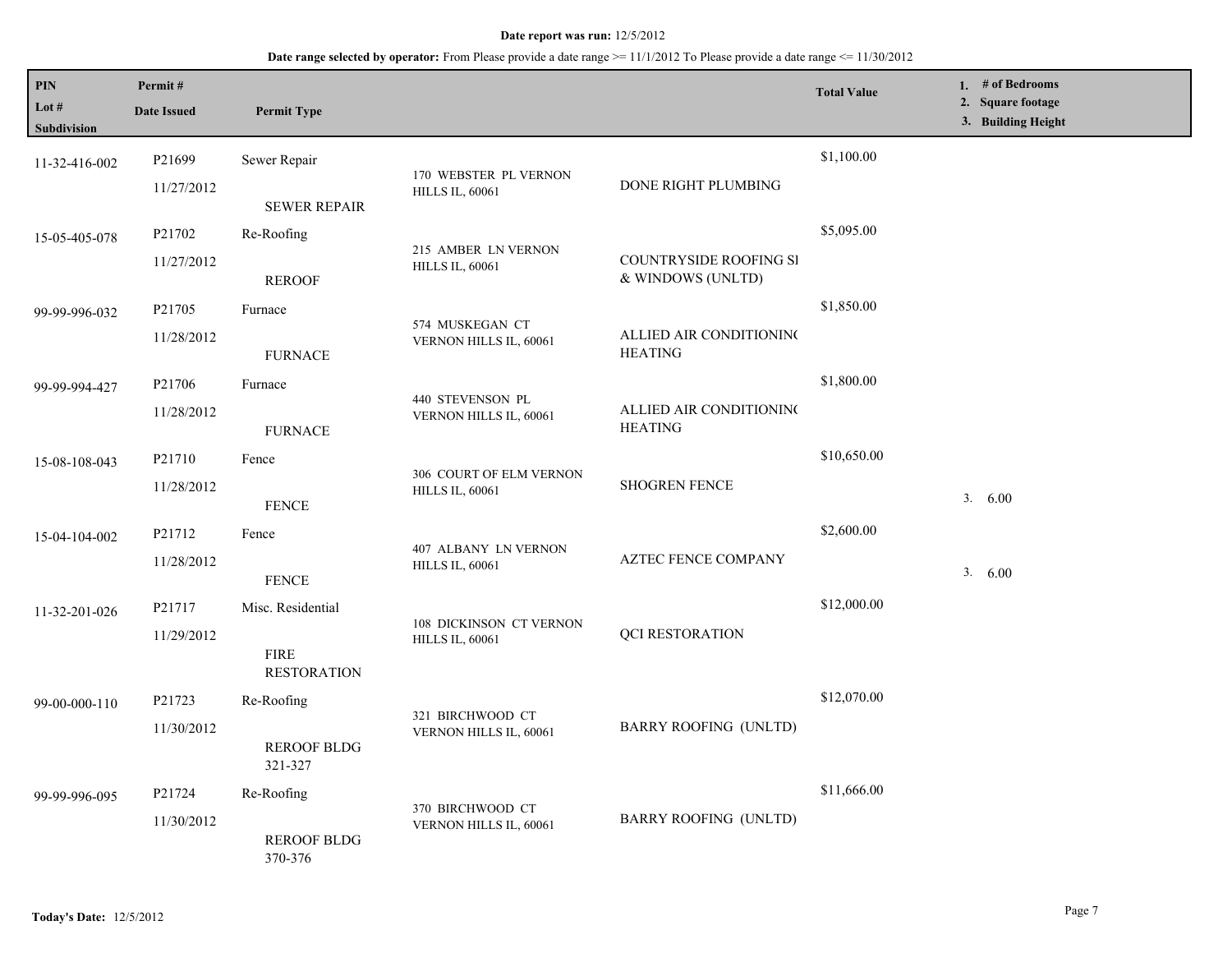**Date report was run:** 12/5/2012

**Date range selected by operator:** From Please provide a date range >= 11/1/2012 To Please provide a date range <= 11/30/2012

| PIN / Lot # / Subdivision | Permit # / Date Issued | Permit Type | | | Total Value | 1. # of Bedrooms 2. Square footage 3. Building Height |
|---|---|---|---|---|---|---|
| 11-32-416-002 | P21699 11/27/2012 | Sewer Repair SEWER REPAIR | 170 WEBSTER PL VERNON HILLS IL, 60061 | DONE RIGHT PLUMBING | $1,100.00 | |
| 15-05-405-078 | P21702 11/27/2012 | Re-Roofing REROOF | 215 AMBER LN VERNON HILLS IL, 60061 | COUNTRYSIDE ROOFING SI & WINDOWS (UNLTD) | $5,095.00 | |
| 99-99-996-032 | P21705 11/28/2012 | Furnace FURNACE | 574 MUSKEGAN CT VERNON HILLS IL, 60061 | ALLIED AIR CONDITIONING HEATING | $1,850.00 | |
| 99-99-994-427 | P21706 11/28/2012 | Furnace FURNACE | 440 STEVENSON PL VERNON HILLS IL, 60061 | ALLIED AIR CONDITIONING HEATING | $1,800.00 | |
| 15-08-108-043 | P21710 11/28/2012 | Fence FENCE | 306 COURT OF ELM VERNON HILLS IL, 60061 | SHOGREN FENCE | $10,650.00 | 3. 6.00 |
| 15-04-104-002 | P21712 11/28/2012 | Fence FENCE | 407 ALBANY LN VERNON HILLS IL, 60061 | AZTEC FENCE COMPANY | $2,600.00 | 3. 6.00 |
| 11-32-201-026 | P21717 11/29/2012 | Misc. Residential FIRE RESTORATION | 108 DICKINSON CT VERNON HILLS IL, 60061 | QCI RESTORATION | $12,000.00 | |
| 99-00-000-110 | P21723 11/30/2012 | Re-Roofing REROOF BLDG 321-327 | 321 BIRCHWOOD CT VERNON HILLS IL, 60061 | BARRY ROOFING (UNLTD) | $12,070.00 | |
| 99-99-996-095 | P21724 11/30/2012 | Re-Roofing REROOF BLDG 370-376 | 370 BIRCHWOOD CT VERNON HILLS IL, 60061 | BARRY ROOFING (UNLTD) | $11,666.00 | |

**Today's Date:** 12/5/2012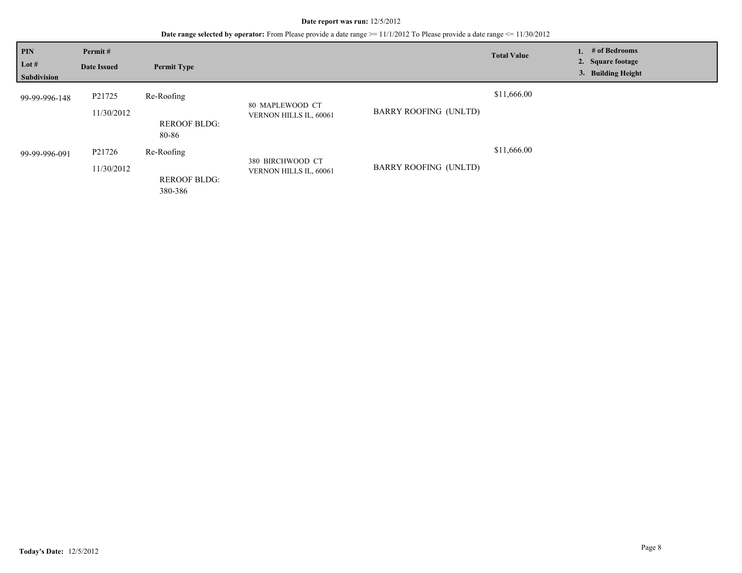**Date report was run:** 12/5/2012

**Date range selected by operator:** From Please provide a date range >= 11/1/2012 To Please provide a date range <= 11/30/2012

| PIN<br>Lot #<br>Subdivision | Permit #<br>Date Issued | Permit Type | | | Total Value | 1. # of Bedrooms<br>2. Square footage<br>3. Building Height |
|---|---|---|---|---|---|---|
| 99-99-996-148 | P21725<br>11/30/2012 | Re-Roofing<br>REROOF BLDG: 80-86 | 80 MAPLEWOOD CT<br>VERNON HILLS IL, 60061 | BARRY ROOFING (UNLTD) | $11,666.00 | |
| 99-99-996-091 | P21726<br>11/30/2012 | Re-Roofing<br>REROOF BLDG: 380-386 | 380 BIRCHWOOD CT<br>VERNON HILLS IL, 60061 | BARRY ROOFING (UNLTD) | $11,666.00 | |

**Today's Date:** 12/5/2012